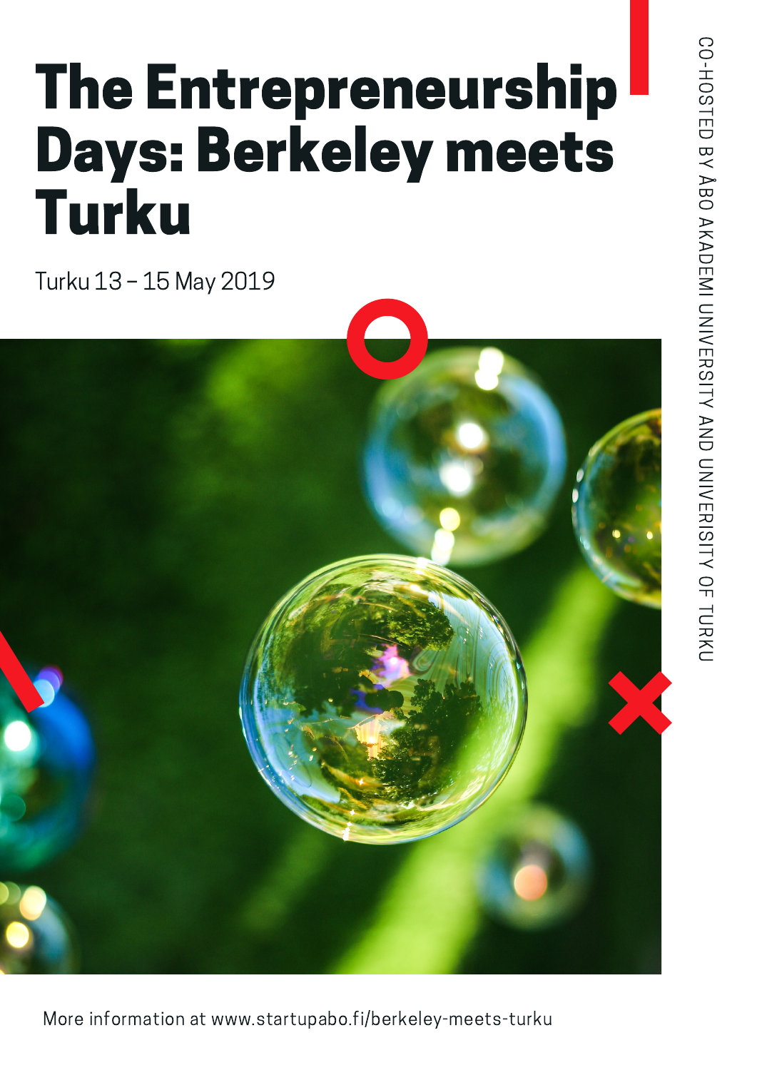# The Entrepreneurship Days: Berkeley meets Turku

Turku 13 – 15 May 2019

CO-HOSTED BY ÅBO AKADEMI UNIVERSITY AND UNIVERSITY OF TURKU

More information at www.startupabo.fi/berkeley-meets-turku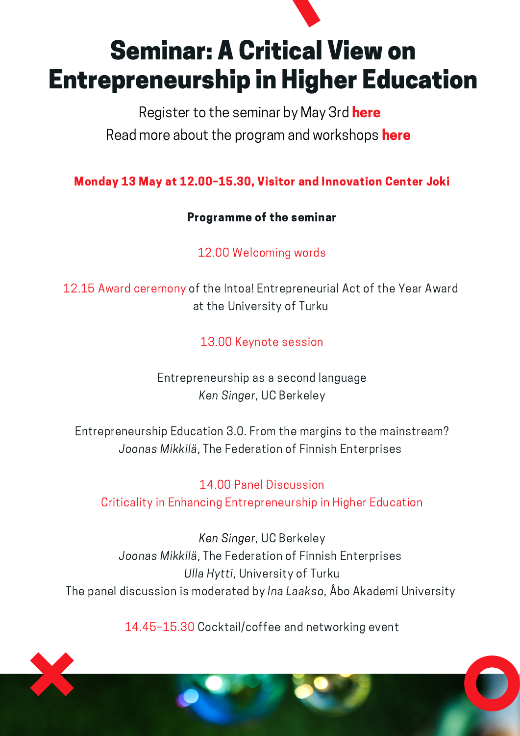# Seminar: A Critical View on Entrepreneurship in Higher Education

Register to the seminar by May 3rd **here**

Read more about the program and workshops **here**

**Monday 13 May at 12.00–15.30, Visitor and Innovation Center Joki**

**Programme of the seminar**

12.00 Welcoming words

12.15 Award ceremony of the Intoa! Entrepreneurial Act of the Year Award at the University of Turku

13.00 Keynote session

Entrepreneurship as a second language
*Ken Singer*, UC Berkeley

Entrepreneurship Education 3.0. From the margins to the mainstream?
*Joonas Mikkilä*, The Federation of Finnish Enterprises

14.00 Panel Discussion
Criticality in Enhancing Entrepreneurship in Higher Education

*Ken Singer*, UC Berkeley
*Joonas Mikkilä*, The Federation of Finnish Enterprises
*Ulla Hytti*, University of Turku
The panel discussion is moderated by *Ina Laakso*, Åbo Akademi University

14.45–15.30 Cocktail/coffee and networking event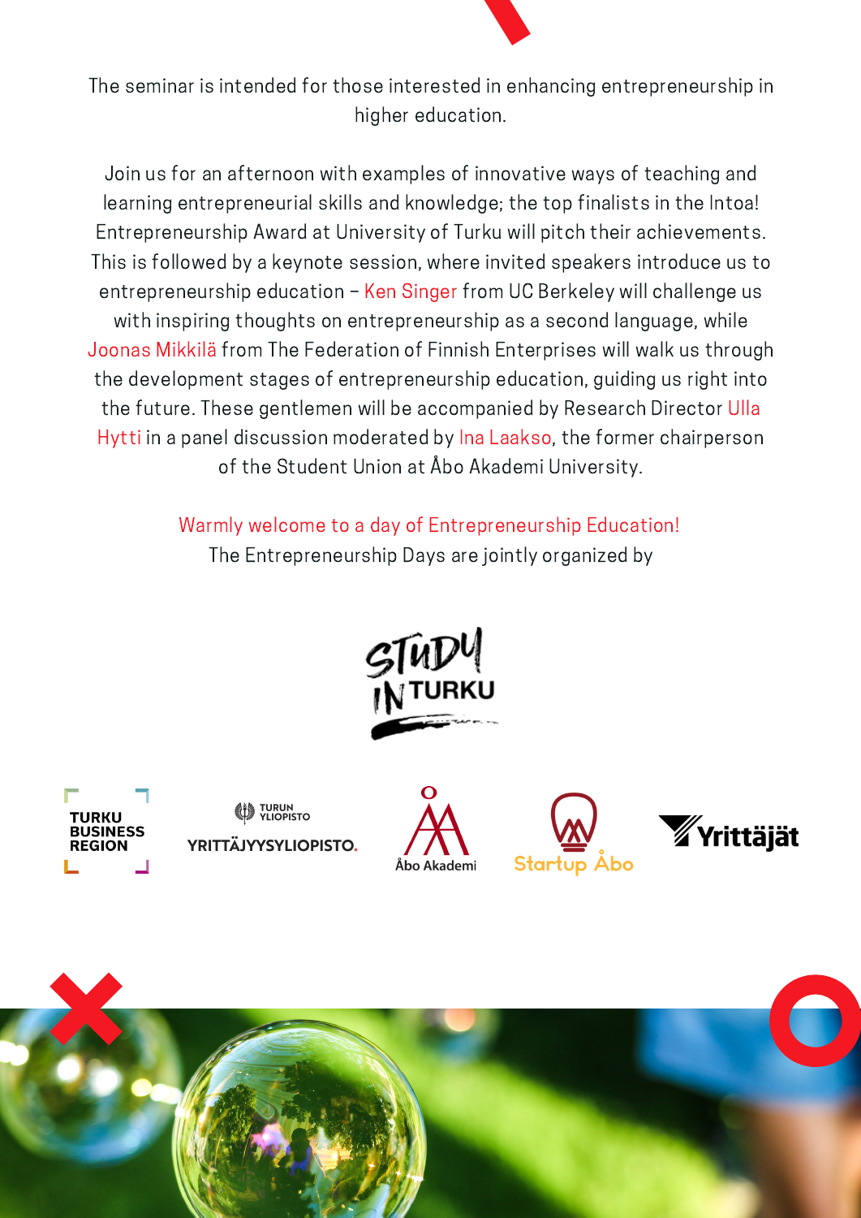The seminar is intended for those interested in enhancing entrepreneurship in higher education.

Join us for an afternoon with examples of innovative ways of teaching and learning entrepreneurial skills and knowledge; the top finalists in the Intoa! Entrepreneurship Award at University of Turku will pitch their achievements. This is followed by a keynote session, where invited speakers introduce us to entrepreneurship education – Ken Singer from UC Berkeley will challenge us with inspiring thoughts on entrepreneurship as a second language, while Joonas Mikkilä from The Federation of Finnish Enterprises will walk us through the development stages of entrepreneurship education, guiding us right into the future. These gentlemen will be accompanied by Research Director Ulla Hytti in a panel discussion moderated by Ina Laakso, the former chairperson of the Student Union at Åbo Akademi University.

Warmly welcome to a day of Entrepreneurship Education!

The Entrepreneurship Days are jointly organized by

STUDY IN TURKU

TURKU BUSINESS REGION

TURUN YLIOPISTO YRITTÄJYYSYLIOPISTO.

Åbo Akademi

Startup Åbo

Yrittäjät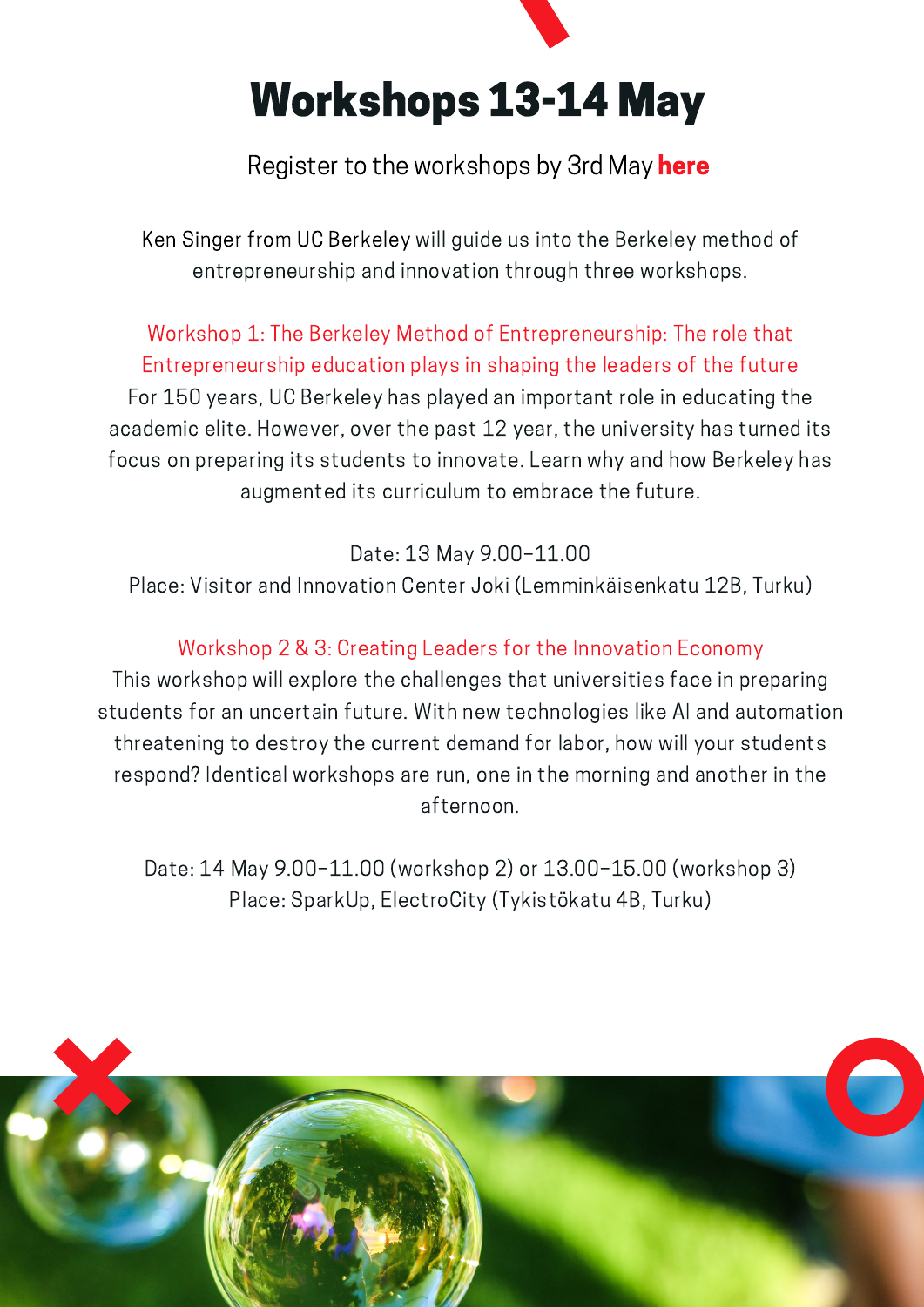# Workshops 13-14 May

Register to the workshops by 3rd May **here**

Ken Singer from UC Berkeley will guide us into the Berkeley method of entrepreneurship and innovation through three workshops.

### Workshop 1: The Berkeley Method of Entrepreneurship: The role that Entrepreneurship education plays in shaping the leaders of the future

For 150 years, UC Berkeley has played an important role in educating the academic elite. However, over the past 12 year, the university has turned its focus on preparing its students to innovate. Learn why and how Berkeley has augmented its curriculum to embrace the future.

Date: 13 May 9.00–11.00
Place: Visitor and Innovation Center Joki (Lemminkäisenkatu 12B, Turku)

### Workshop 2 & 3: Creating Leaders for the Innovation Economy

This workshop will explore the challenges that universities face in preparing students for an uncertain future. With new technologies like AI and automation threatening to destroy the current demand for labor, how will your students respond? Identical workshops are run, one in the morning and another in the afternoon.

Date: 14 May 9.00–11.00 (workshop 2) or 13.00–15.00 (workshop 3)
Place: SparkUp, ElectroCity (Tykistökatu 4B, Turku)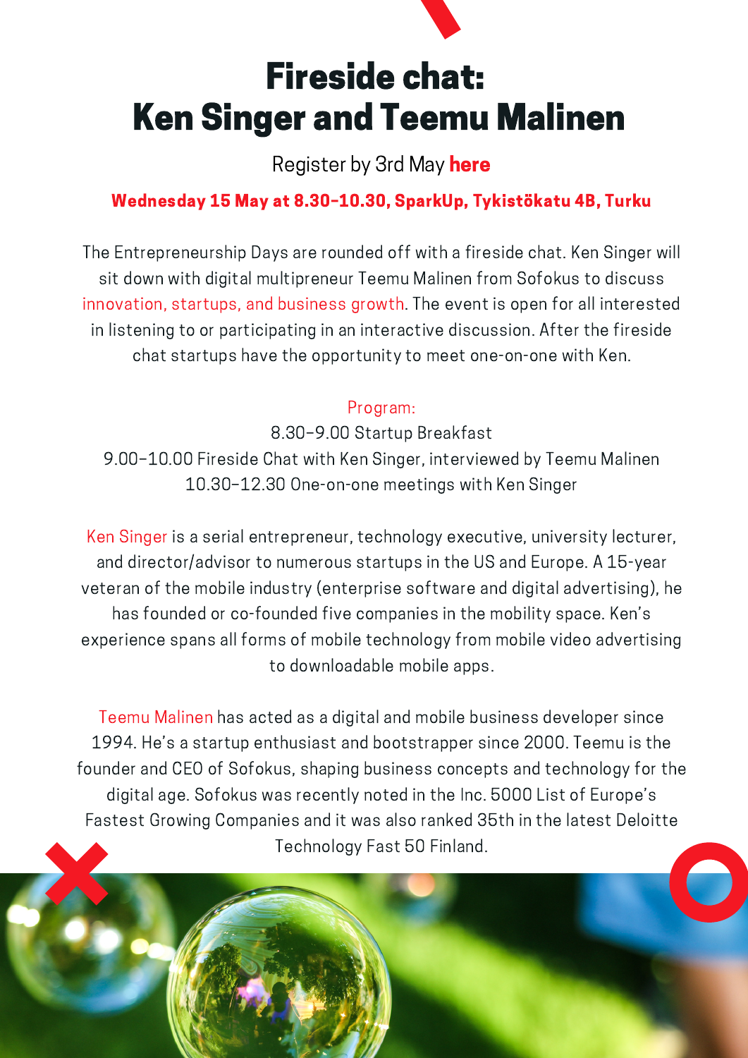# Fireside chat: Ken Singer and Teemu Malinen

Register by 3rd May **here**

**Wednesday 15 May at 8.30–10.30, SparkUp, Tykistökatu 4B, Turku**

The Entrepreneurship Days are rounded off with a fireside chat. Ken Singer will sit down with digital multipreneur Teemu Malinen from Sofokus to discuss innovation, startups, and business growth. The event is open for all interested in listening to or participating in an interactive discussion. After the fireside chat startups have the opportunity to meet one-on-one with Ken.

Program:

8.30–9.00 Startup Breakfast
9.00–10.00 Fireside Chat with Ken Singer, interviewed by Teemu Malinen
10.30–12.30 One-on-one meetings with Ken Singer

Ken Singer is a serial entrepreneur, technology executive, university lecturer, and director/advisor to numerous startups in the US and Europe. A 15-year veteran of the mobile industry (enterprise software and digital advertising), he has founded or co-founded five companies in the mobility space. Ken's experience spans all forms of mobile technology from mobile video advertising to downloadable mobile apps.

Teemu Malinen has acted as a digital and mobile business developer since 1994. He's a startup enthusiast and bootstrapper since 2000. Teemu is the founder and CEO of Sofokus, shaping business concepts and technology for the digital age. Sofokus was recently noted in the Inc. 5000 List of Europe's Fastest Growing Companies and it was also ranked 35th in the latest Deloitte Technology Fast 50 Finland.